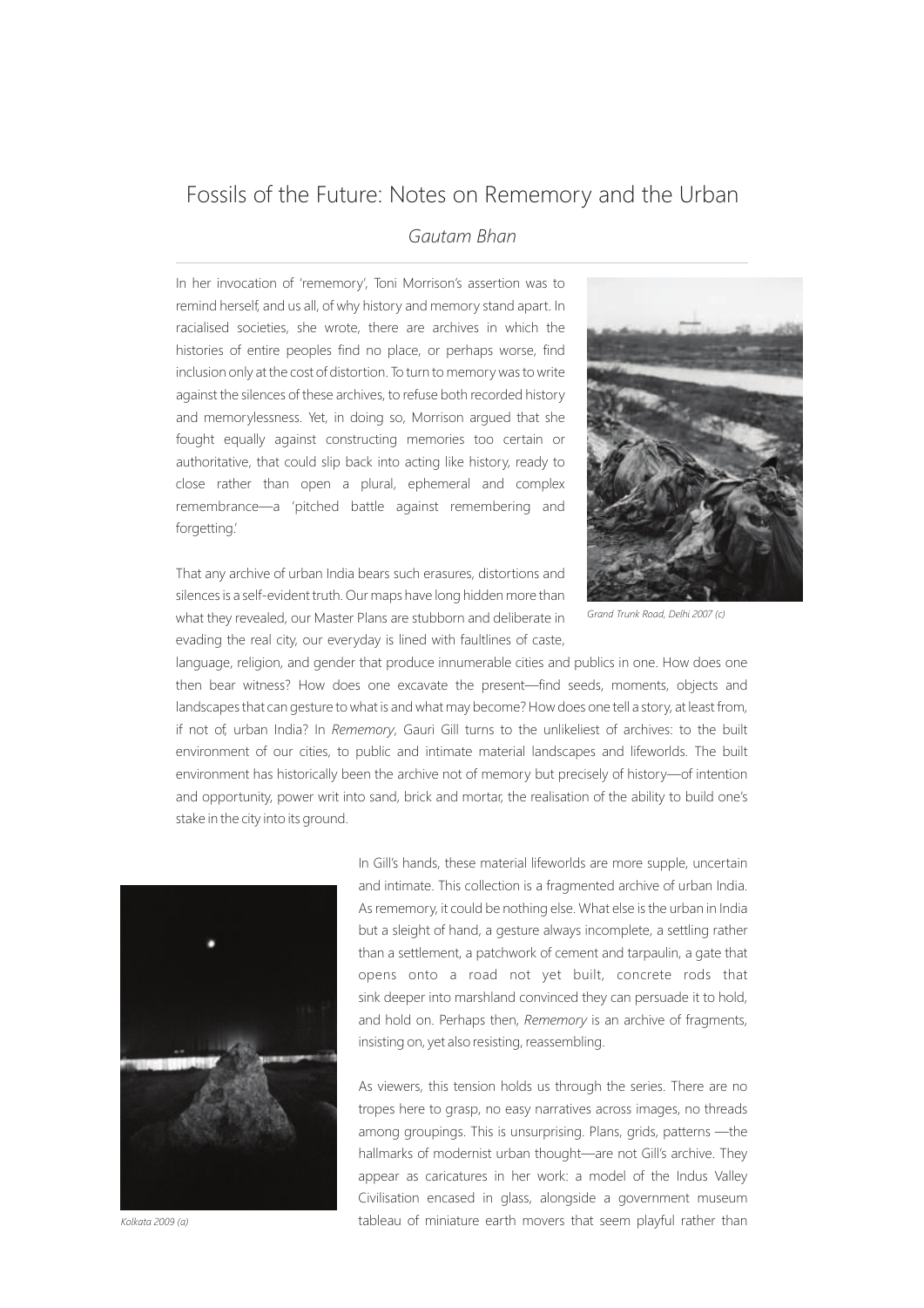# Fossils of the Future: Notes on Rememory and the Urban

*Gautam Bhan*

In her invocation of 'rememory', Toni Morrison's assertion was to remind herself, and us all, of why history and memory stand apart. In racialised societies, she wrote, there are archives in which the histories of entire peoples find no place, or perhaps worse, find inclusion only at the cost of distortion. To turn to memory was to write against the silences of these archives, to refuse both recorded history and memorylessness. Yet, in doing so, Morrison argued that she fought equally against constructing memories too certain or authoritative, that could slip back into acting like history, ready to close rather than open a plural, ephemeral and complex remembrance—a 'pitched battle against remembering and forgetting.'

*Grand Trunk Road, Delhi 2007 (c)*

That any archive of urban India bears such erasures, distortions and silences is a self-evident truth. Our maps have long hidden more than what they revealed, our Master Plans are stubborn and deliberate in evading the real city, our everyday is lined with faultlines of caste, language, religion, and gender that produce innumerable cities and publics in one. How does one then bear witness? How does one excavate the present—find seeds, moments, objects and landscapes that can gesture to what is and what may become? How does one tell a story, at least from, if not of, urban India? In *Rememory*, Gauri Gill turns to the unlikeliest of archives: to the built environment of our cities, to public and intimate material landscapes and lifeworlds. The built environment has historically been the archive not of memory but precisely of history—of intention and opportunity, power writ into sand, brick and mortar, the realisation of the ability to build one's stake in the city into its ground.

In Gill's hands, these material lifeworlds are more supple, uncertain and intimate. This collection is a fragmented archive of urban India. As rememory, it could be nothing else. What else is the urban in India but a sleight of hand, a gesture always incomplete, a settling rather than a settlement, a patchwork of cement and tarpaulin, a gate that opens onto a road not yet built, concrete rods that sink deeper into marshland convinced they can persuade it to hold, and hold on. Perhaps then, *Rememory* is an archive of fragments, insisting on, yet also resisting, reassembling.

*Kolkata 2009 (a)*

As viewers, this tension holds us through the series. There are no tropes here to grasp, no easy narratives across images, no threads among groupings. This is unsurprising. Plans, grids, patterns —the hallmarks of modernist urban thought—are not Gill's archive. They appear as caricatures in her work: a model of the Indus Valley Civilisation encased in glass, alongside a government museum tableau of miniature earth movers that seem playful rather than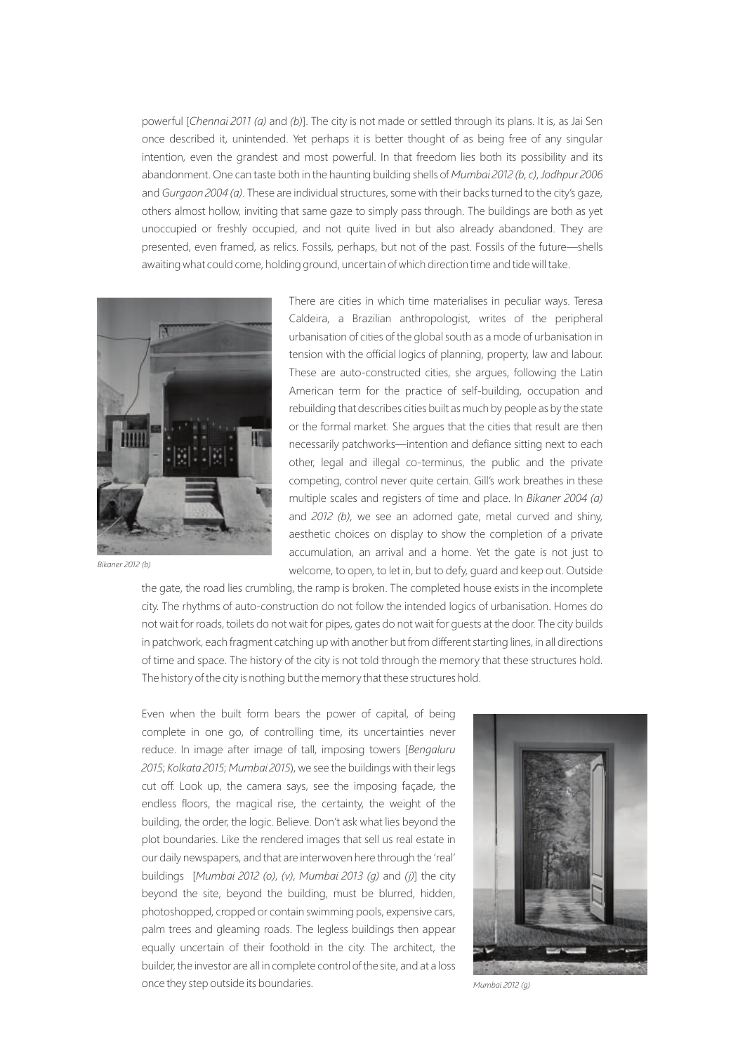powerful [*Chennai 2011 (a)* and *(b)*]. The city is not made or settled through its plans. It is, as Jai Sen once described it, unintended. Yet perhaps it is better thought of as being free of any singular intention, even the grandest and most powerful. In that freedom lies both its possibility and its abandonment. One can taste both in the haunting building shells of *Mumbai 2012 (b, c)*, *Jodhpur 2006* and *Gurgaon 2004 (a)*. These are individual structures, some with their backs turned to the city's gaze, others almost hollow, inviting that same gaze to simply pass through. The buildings are both as yet unoccupied or freshly occupied, and not quite lived in but also already abandoned. They are presented, even framed, as relics. Fossils, perhaps, but not of the past. Fossils of the future—shells awaiting what could come, holding ground, uncertain of which direction time and tide will take.

*Bikaner 2012 (b)*

There are cities in which time materialises in peculiar ways. Teresa Caldeira, a Brazilian anthropologist, writes of the peripheral urbanisation of cities of the global south as a mode of urbanisation in tension with the official logics of planning, property, law and labour. These are auto-constructed cities, she argues, following the Latin American term for the practice of self-building, occupation and rebuilding that describes cities built as much by people as by the state or the formal market. She argues that the cities that result are then necessarily patchworks—intention and defiance sitting next to each other, legal and illegal co-terminus, the public and the private competing, control never quite certain. Gill's work breathes in these multiple scales and registers of time and place. In *Bikaner 2004 (a)* and *2012 (b)*, we see an adorned gate, metal curved and shiny, aesthetic choices on display to show the completion of a private accumulation, an arrival and a home. Yet the gate is not just to welcome, to open, to let in, but to defy, guard and keep out. Outside the gate, the road lies crumbling, the ramp is broken. The completed house exists in the incomplete city. The rhythms of auto-construction do not follow the intended logics of urbanisation. Homes do not wait for roads, toilets do not wait for pipes, gates do not wait for guests at the door. The city builds in patchwork, each fragment catching up with another but from different starting lines, in all directions of time and space. The history of the city is not told through the memory that these structures hold. The history of the city is nothing but the memory that these structures hold.

Even when the built form bears the power of capital, of being complete in one go, of controlling time, its uncertainties never reduce. In image after image of tall, imposing towers [*Bengaluru 2015*; *Kolkata 2015*; *Mumbai 2015*), we see the buildings with their legs cut off. Look up, the camera says, see the imposing façade, the endless floors, the magical rise, the certainty, the weight of the building, the order, the logic. Believe. Don't ask what lies beyond the plot boundaries. Like the rendered images that sell us real estate in our daily newspapers, and that are interwoven here through the 'real' buildings [*Mumbai 2012 (o)*, *(v)*, *Mumbai 2013 (g)* and *(j)*] the city beyond the site, beyond the building, must be blurred, hidden, photoshopped, cropped or contain swimming pools, expensive cars, palm trees and gleaming roads. The legless buildings then appear equally uncertain of their foothold in the city. The architect, the builder, the investor are all in complete control of the site, and at a loss once they step outside its boundaries.

*Mumbai 2012 (g)*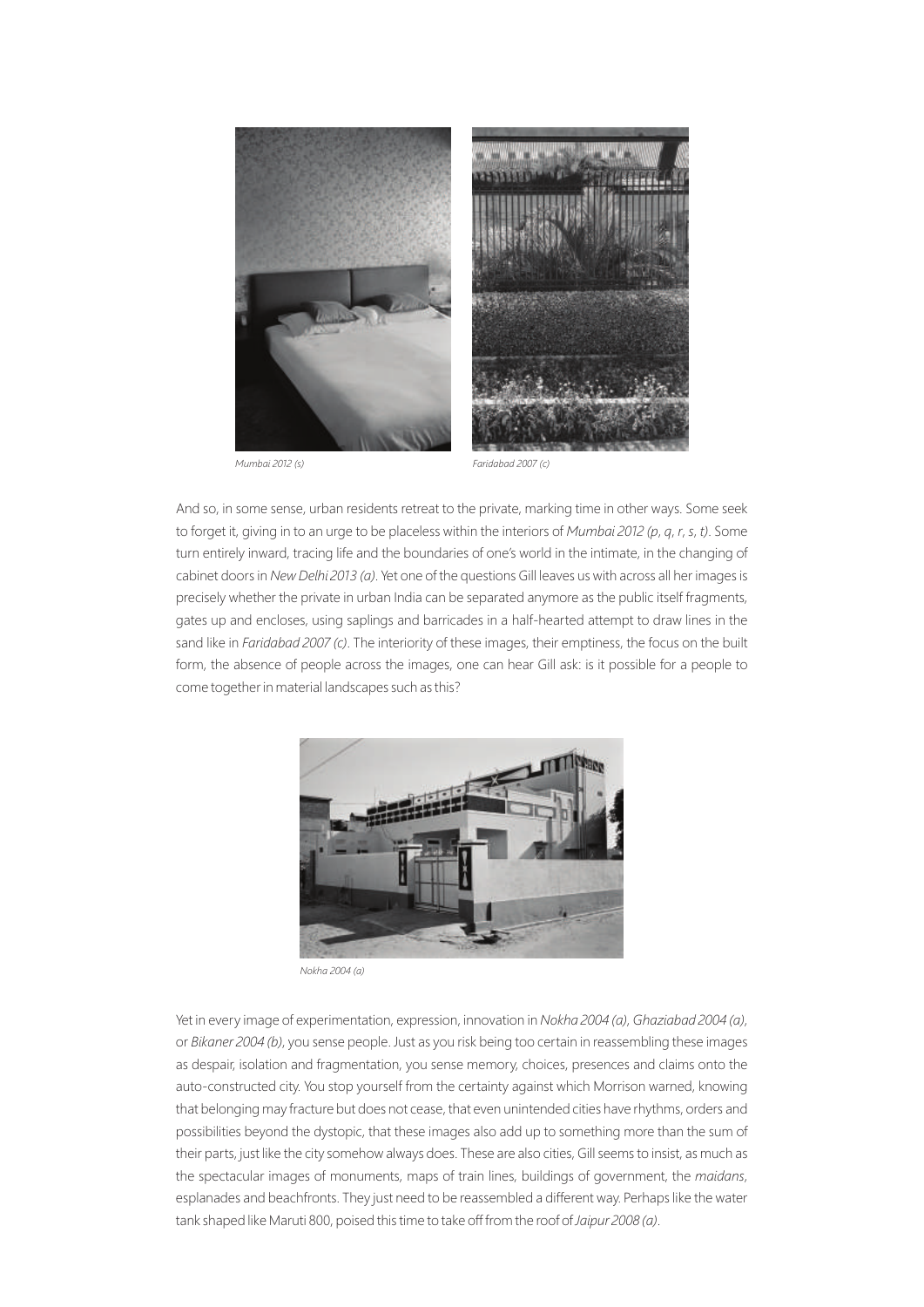*Mumbai 2012 (s)*

*Faridabad 2007 (c)*

And so, in some sense, urban residents retreat to the private, marking time in other ways. Some seek to forget it, giving in to an urge to be placeless within the interiors of *Mumbai 2012 (p, q, r, s, t)*. Some turn entirely inward, tracing life and the boundaries of one's world in the intimate, in the changing of cabinet doors in *New Delhi 2013 (a)*. Yet one of the questions Gill leaves us with across all her images is precisely whether the private in urban India can be separated anymore as the public itself fragments, gates up and encloses, using saplings and barricades in a half-hearted attempt to draw lines in the sand like in *Faridabad 2007 (c)*. The interiority of these images, their emptiness, the focus on the built form, the absence of people across the images, one can hear Gill ask: is it possible for a people to come together in material landscapes such as this?

*Nokha 2004 (a)*

Yet in every image of experimentation, expression, innovation in *Nokha 2004 (a)*, *Ghaziabad 2004 (a)*, or *Bikaner 2004 (b)*, you sense people. Just as you risk being too certain in reassembling these images as despair, isolation and fragmentation, you sense memory, choices, presences and claims onto the auto-constructed city. You stop yourself from the certainty against which Morrison warned, knowing that belonging may fracture but does not cease, that even unintended cities have rhythms, orders and possibilities beyond the dystopic, that these images also add up to something more than the sum of their parts, just like the city somehow always does. These are also cities, Gill seems to insist, as much as the spectacular images of monuments, maps of train lines, buildings of government, the *maidans*, esplanades and beachfronts. They just need to be reassembled a different way. Perhaps like the water tank shaped like Maruti 800, poised this time to take off from the roof of *Jaipur 2008 (a)*.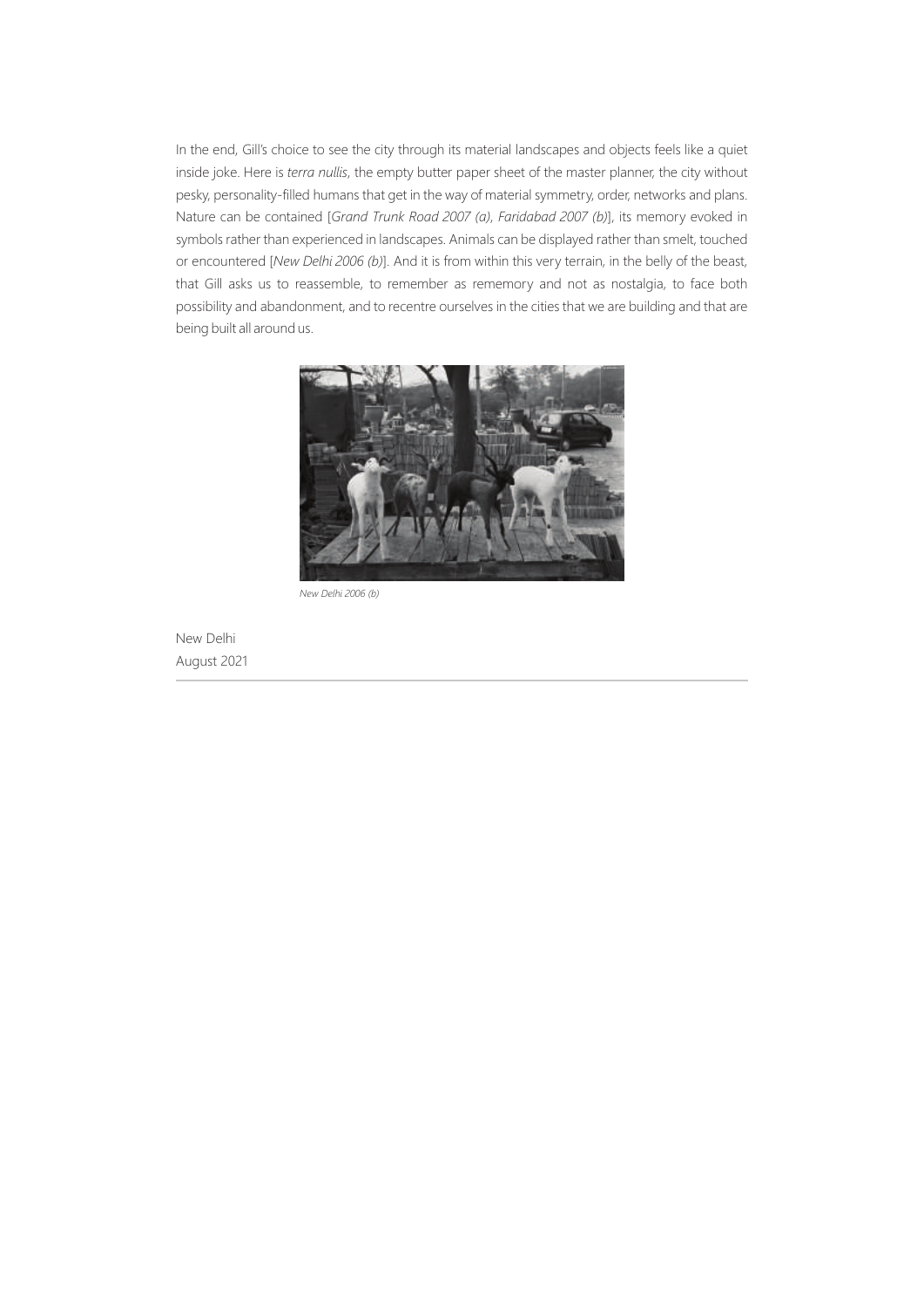In the end, Gill's choice to see the city through its material landscapes and objects feels like a quiet inside joke. Here is *terra nullis*, the empty butter paper sheet of the master planner, the city without pesky, personality-filled humans that get in the way of material symmetry, order, networks and plans. Nature can be contained [*Grand Trunk Road 2007 (a)*, *Faridabad 2007 (b)*], its memory evoked in symbols rather than experienced in landscapes. Animals can be displayed rather than smelt, touched or encountered [*New Delhi 2006 (b)*]. And it is from within this very terrain, in the belly of the beast, that Gill asks us to reassemble, to remember as rememory and not as nostalgia, to face both possibility and abandonment, and to recentre ourselves in the cities that we are building and that are being built all around us.

*New Delhi 2006 (b)*

New Delhi
August 2021